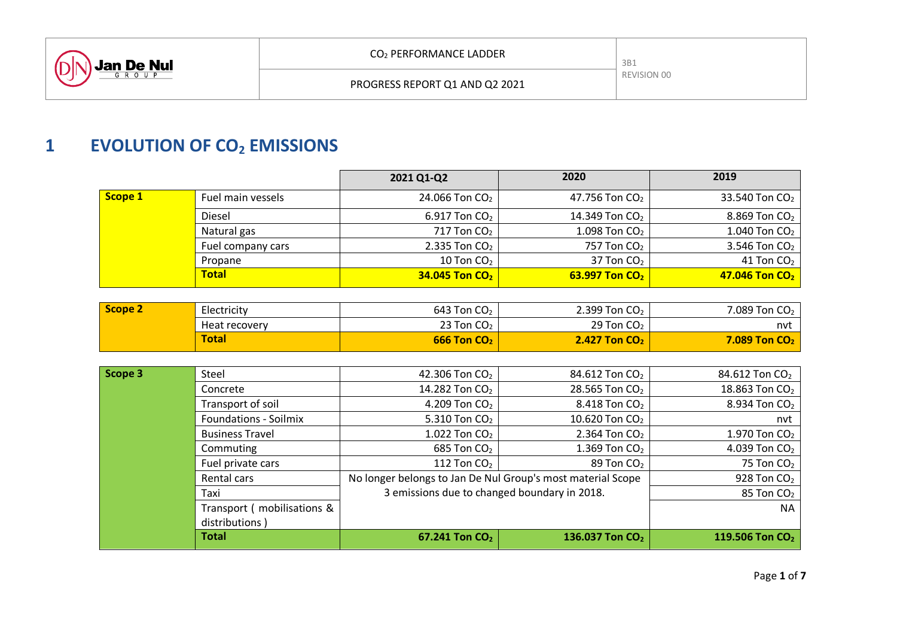# 1 EVOLUTION OF $CO_2$ EMISSIONS

| | | 2021 Q1-Q2 | 2020 | 2019 |
|---|---|---|---|---|
| **Scope 1** | Fuel main vessels | 24.066 Ton $CO_2$ | 47.756 Ton $CO_2$ | 33.540 Ton $CO_2$ |
| | Diesel | 6.917 Ton $CO_2$ | 14.349 Ton $CO_2$ | 8.869 Ton $CO_2$ |
| | Natural gas | 717 Ton $CO_2$ | 1.098 Ton $CO_2$ | 1.040 Ton $CO_2$ |
| | Fuel company cars | 2.335 Ton $CO_2$ | 757 Ton $CO_2$ | 3.546 Ton $CO_2$ |
| | Propane | 10 Ton $CO_2$ | 37 Ton $CO_2$ | 41 Ton $CO_2$ |
| | **Total** | **34.045 Ton $CO_2$** | **63.997 Ton $CO_2$** | **47.046 Ton $CO_2$** |

| | | 2021 Q1-Q2 | 2020 | 2019 |
|---|---|---|---|---|
| **Scope 2** | Electricity | 643 Ton $CO_2$ | 2.399 Ton $CO_2$ | 7.089 Ton $CO_2$ |
| | Heat recovery | 23 Ton $CO_2$ | 29 Ton $CO_2$ | nvt |
| | **Total** | **666 Ton $CO_2$** | **2.427 Ton $CO_2$** | **7.089 Ton $CO_2$** |

| | | 2021 Q1-Q2 | 2020 | 2019 |
|---|---|---|---|---|
| **Scope 3** | Steel | 42.306 Ton $CO_2$ | 84.612 Ton $CO_2$ | 84.612 Ton $CO_2$ |
| | Concrete | 14.282 Ton $CO_2$ | 28.565 Ton $CO_2$ | 18.863 Ton $CO_2$ |
| | Transport of soil | 4.209 Ton $CO_2$ | 8.418 Ton $CO_2$ | 8.934 Ton $CO_2$ |
| | Foundations - Soilmix | 5.310 Ton $CO_2$ | 10.620 Ton $CO_2$ | nvt |
| | Business Travel | 1.022 Ton $CO_2$ | 2.364 Ton $CO_2$ | 1.970 Ton $CO_2$ |
| | Commuting | 685 Ton $CO_2$ | 1.369 Ton $CO_2$ | 4.039 Ton $CO_2$ |
| | Fuel private cars | 112 Ton $CO_2$ | 89 Ton $CO_2$ | 75 Ton $CO_2$ |
| | Rental cars | No longer belongs to Jan De Nul Group's most material Scope 3 emissions due to changed boundary in 2018. | | 928 Ton $CO_2$ |
| | Taxi | | | 85 Ton $CO_2$ |
| | Transport ( mobilisations & distributions ) | | | NA |
| | **Total** | **67.241 Ton $CO_2$** | **136.037 Ton $CO_2$** | **119.506 Ton $CO_2$** |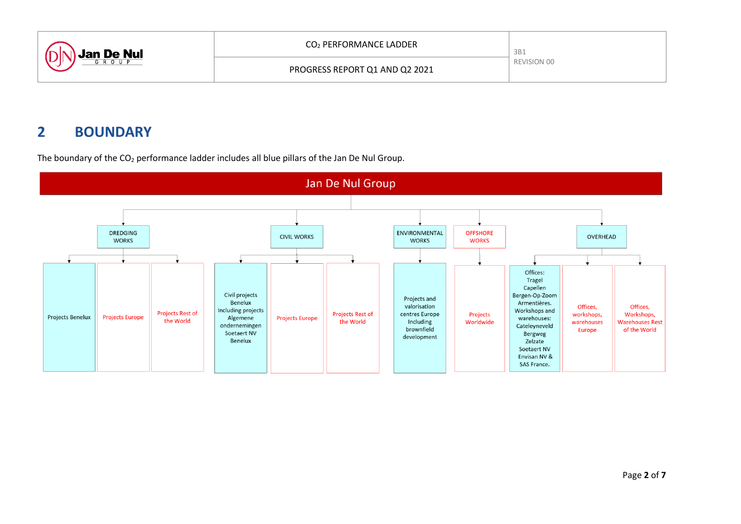## 2 BOUNDARY

The boundary of the $CO_2$ performance ladder includes all blue pillars of the Jan De Nul Group.

**Jan De Nul Group**

- **DREDGING WORKS**
  - Projects Benelux
  - Projects Europe
  - Projects Rest of the World
- **CIVIL WORKS**
  - Civil projects Benelux Including projects Algemene ondernemingen Soetaert NV Benelux
  - Projects Europe
  - Projects Rest of the World
- **ENVIRONMENTAL WORKS**
  - Projects and valorisation centres Europe Including brownfield development
- **OFFSHORE WORKS**
  - Projects Worldwide
- **OVERHEAD**
  - Offices: Tragel Capellen Bergen-Op-Zoom Armentières. Workshops and warehouses: Cateleyneveld Bergweg Zelzate Soetaert NV Envisan NV & SAS France.
  - Offices, workshops, warehouses Europe
  - Offices, Workshops, Warehouses Rest of the World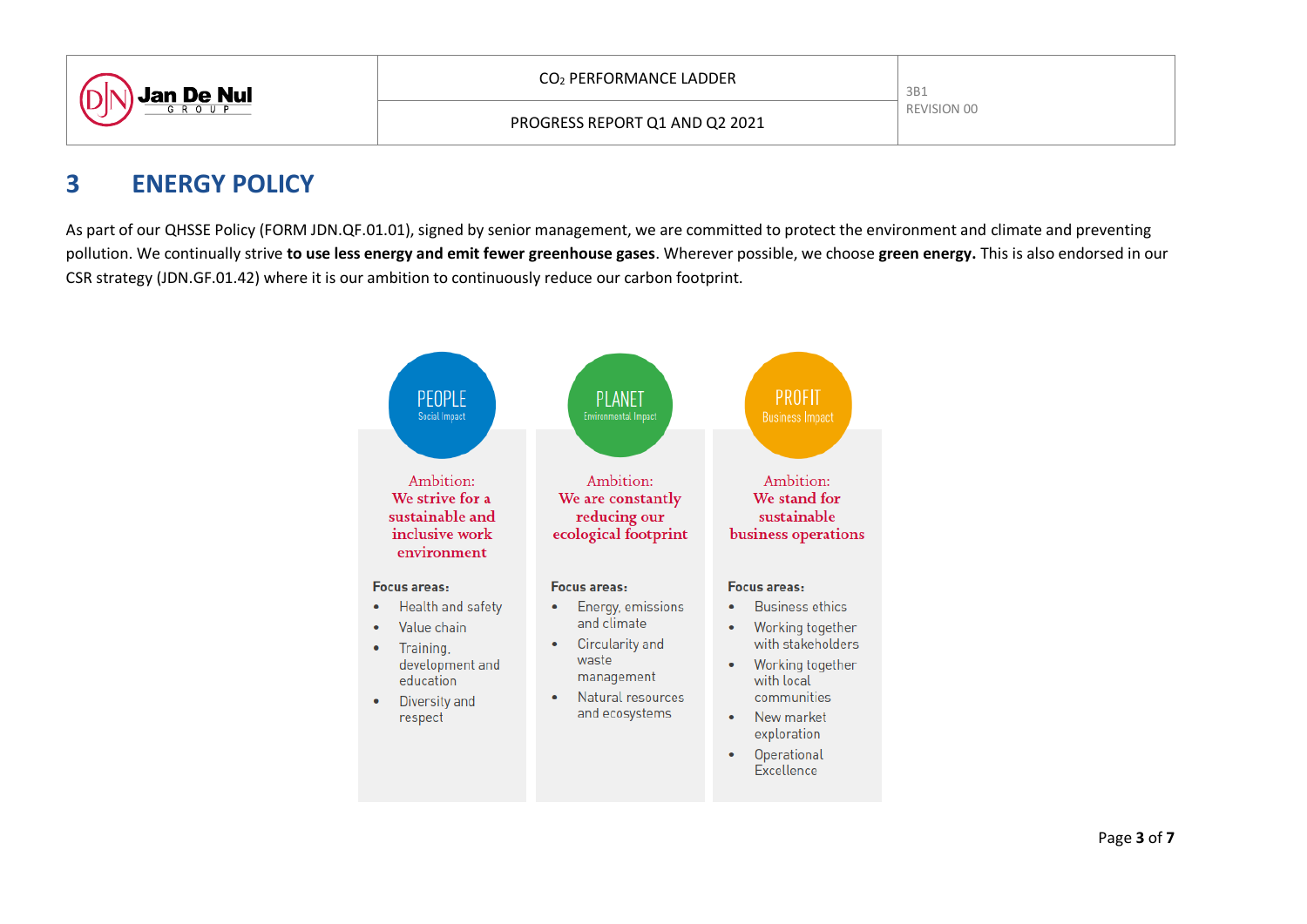# 3 ENERGY POLICY

As part of our QHSSE Policy (FORM JDN.QF.01.01), signed by senior management, we are committed to protect the environment and climate and preventing pollution. We continually strive **to use less energy and emit fewer greenhouse gases**. Wherever possible, we choose **green energy.** This is also endorsed in our CSR strategy (JDN.GF.01.42) where it is our ambition to continuously reduce our carbon footprint.

**PEOPLE**
Social Impact

Ambition:
We strive for a sustainable and inclusive work environment

Focus areas:
- Health and safety
- Value chain
- Training, development and education
- Diversity and respect

**PLANET**
Environmental Impact

Ambition:
We are constantly reducing our ecological footprint

Focus areas:
- Energy, emissions and climate
- Circularity and waste management
- Natural resources and ecosystems

**PROFIT**
Business Impact

Ambition:
We stand for sustainable business operations

Focus areas:
- Business ethics
- Working together with stakeholders
- Working together with local communities
- New market exploration
- Operational Excellence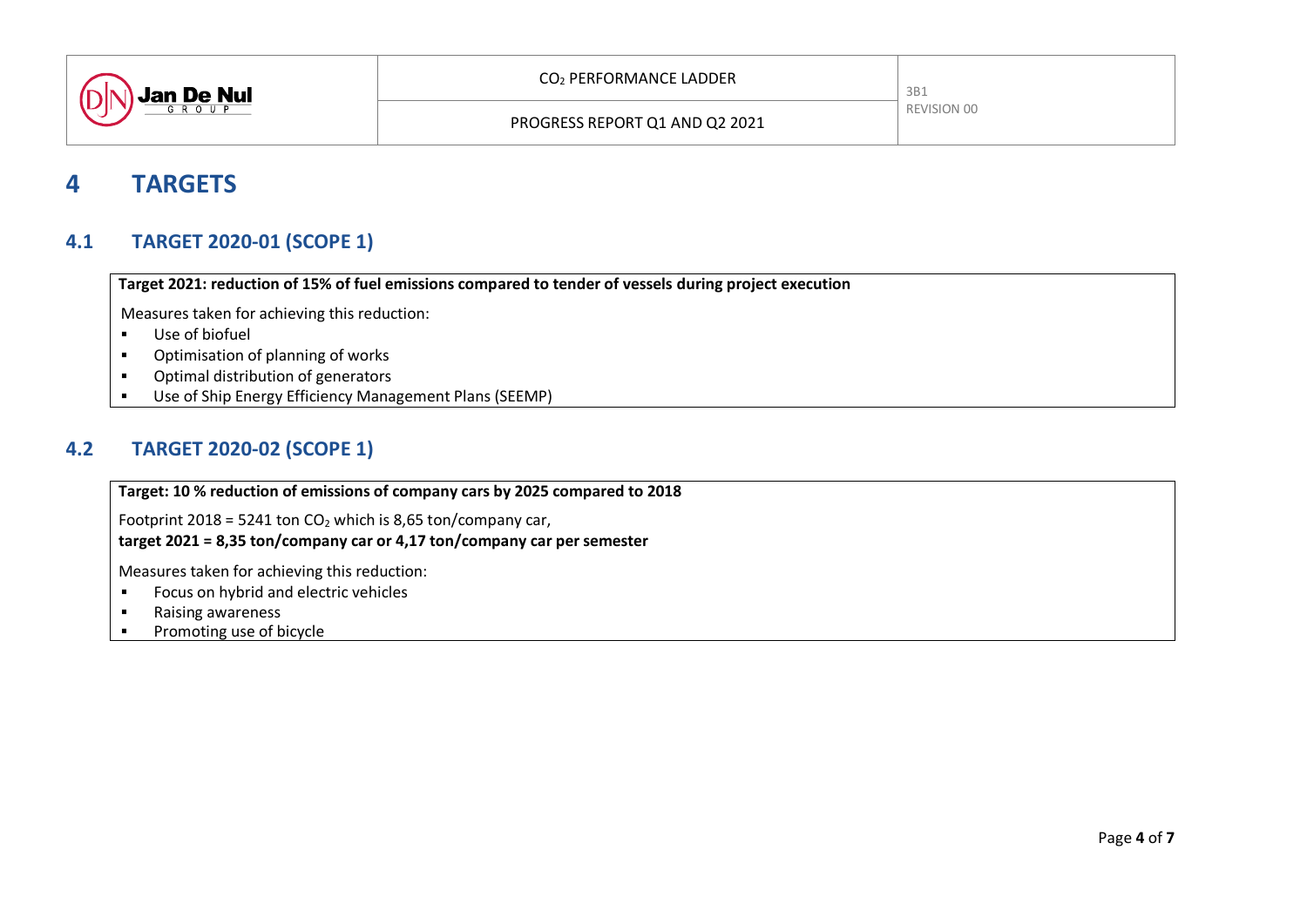# 4 TARGETS

## 4.1 TARGET 2020-01 (SCOPE 1)

**Target 2021: reduction of 15% of fuel emissions compared to tender of vessels during project execution**

Measures taken for achieving this reduction:

- Use of biofuel
- Optimisation of planning of works
- Optimal distribution of generators
- Use of Ship Energy Efficiency Management Plans (SEEMP)

## 4.2 TARGET 2020-02 (SCOPE 1)

**Target: 10 % reduction of emissions of company cars by 2025 compared to 2018**

Footprint 2018 = 5241 ton $CO_2$ which is 8,65 ton/company car,
**target 2021 = 8,35 ton/company car or 4,17 ton/company car per semester**

Measures taken for achieving this reduction:

- Focus on hybrid and electric vehicles
- Raising awareness
- Promoting use of bicycle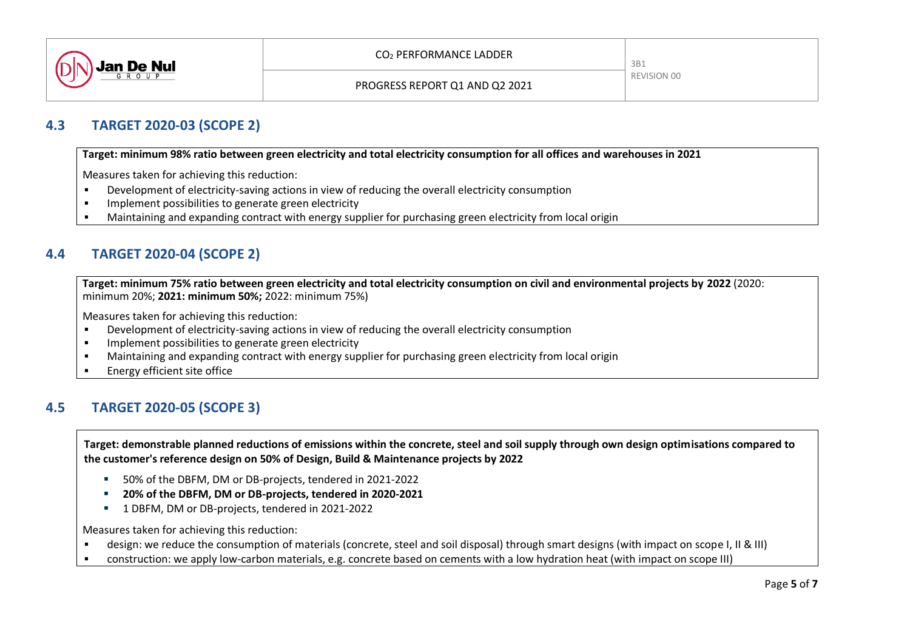## 4.3 TARGET 2020-03 (SCOPE 2)

**Target: minimum 98% ratio between green electricity and total electricity consumption for all offices and warehouses in 2021**

Measures taken for achieving this reduction:

- Development of electricity-saving actions in view of reducing the overall electricity consumption
- Implement possibilities to generate green electricity
- Maintaining and expanding contract with energy supplier for purchasing green electricity from local origin

## 4.4 TARGET 2020-04 (SCOPE 2)

**Target: minimum 75% ratio between green electricity and total electricity consumption on civil and environmental projects by 2022** (2020: minimum 20%; **2021: minimum 50%;** 2022: minimum 75%)

Measures taken for achieving this reduction:

- Development of electricity-saving actions in view of reducing the overall electricity consumption
- Implement possibilities to generate green electricity
- Maintaining and expanding contract with energy supplier for purchasing green electricity from local origin
- Energy efficient site office

## 4.5 TARGET 2020-05 (SCOPE 3)

**Target: demonstrable planned reductions of emissions within the concrete, steel and soil supply through own design optimisations compared to the customer's reference design on 50% of Design, Build & Maintenance projects by 2022**

- 50% of the DBFM, DM or DB-projects, tendered in 2021-2022
- **20% of the DBFM, DM or DB-projects, tendered in 2020-2021**
- 1 DBFM, DM or DB-projects, tendered in 2021-2022

Measures taken for achieving this reduction:

- design: we reduce the consumption of materials (concrete, steel and soil disposal) through smart designs (with impact on scope I, II & III)
- construction: we apply low-carbon materials, e.g. concrete based on cements with a low hydration heat (with impact on scope III)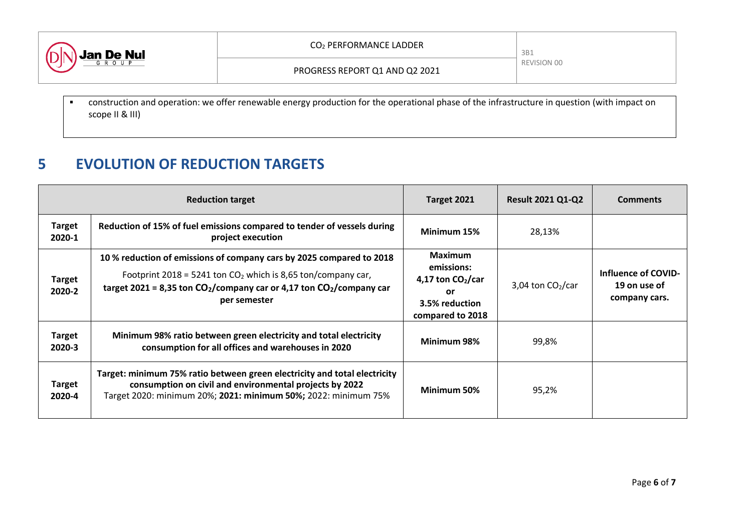- construction and operation: we offer renewable energy production for the operational phase of the infrastructure in question (with impact on scope II & III)

# 5 EVOLUTION OF REDUCTION TARGETS

| Reduction target | | Target 2021 | Result 2021 Q1-Q2 | Comments |
|---|---|---|---|---|
| **Target 2020-1** | **Reduction of 15% of fuel emissions compared to tender of vessels during project execution** | **Minimum 15%** | 28,13% | |
| **Target 2020-2** | **10 % reduction of emissions of company cars by 2025 compared to 2018** Footprint 2018 = 5241 ton $CO_2$ which is 8,65 ton/company car, **target 2021 = 8,35 ton $CO_2$/company car or 4,17 ton $CO_2$/company car per semester** | **Maximum emissions: 4,17 ton $CO_2$/car or 3.5% reduction compared to 2018** | 3,04 ton $CO_2$/car | **Influence of COVID-19 on use of company cars.** |
| **Target 2020-3** | **Minimum 98% ratio between green electricity and total electricity consumption for all offices and warehouses in 2020** | **Minimum 98%** | 99,8% | |
| **Target 2020-4** | **Target: minimum 75% ratio between green electricity and total electricity consumption on civil and environmental projects by 2022** Target 2020: minimum 20%; **2021: minimum 50%;** 2022: minimum 75% | **Minimum 50%** | 95,2% | |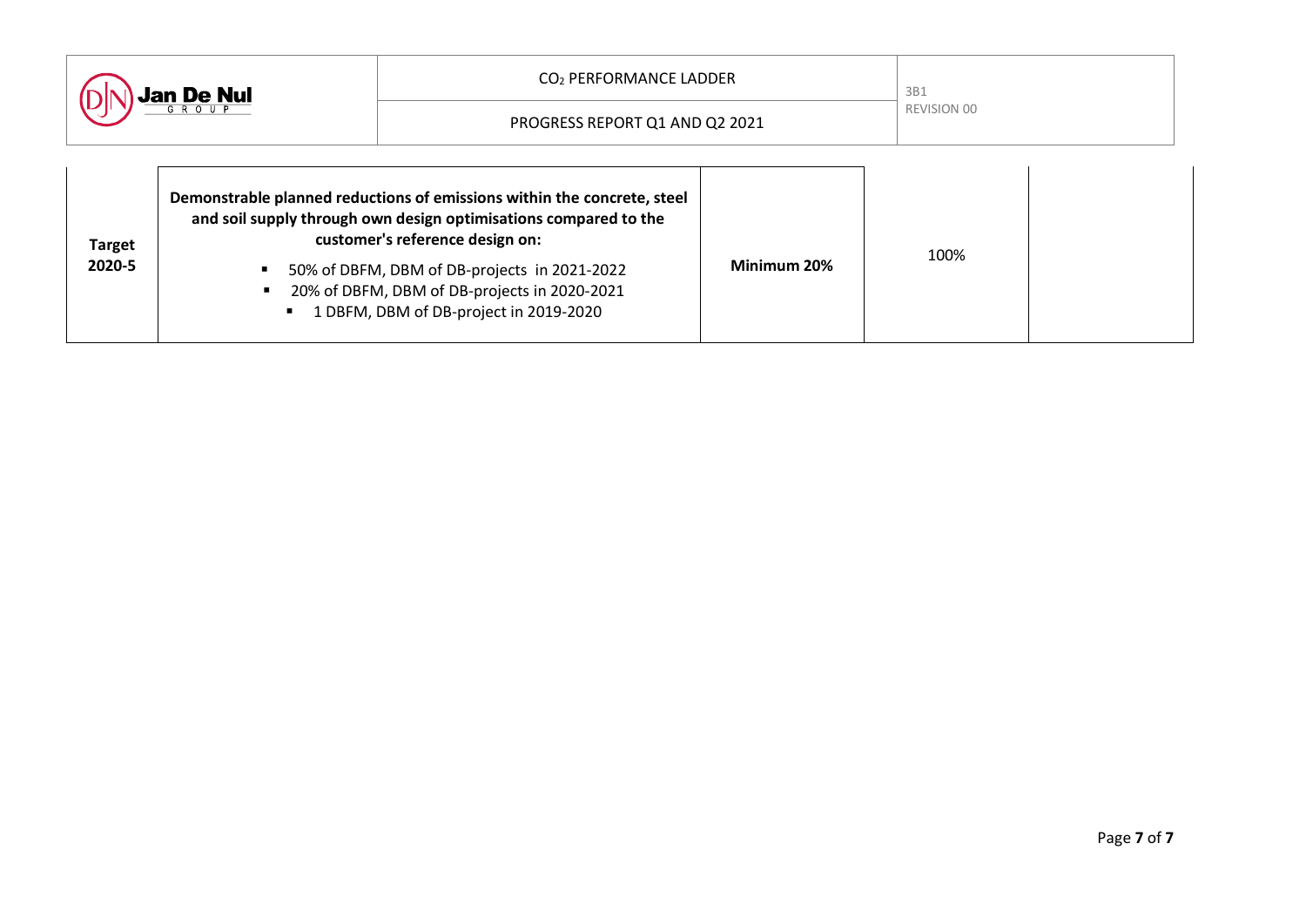| | | | | |
|---|---|---|---|---|
| **Target 2020-5** | **Demonstrable planned reductions of emissions within the concrete, steel and soil supply through own design optimisations compared to the customer's reference design on:**<br>- 50% of DBFM, DBM of DB-projects in 2021-2022<br>- 20% of DBFM, DBM of DB-projects in 2020-2021<br>- 1 DBFM, DBM of DB-project in 2019-2020 | **Minimum 20%** | 100% | |